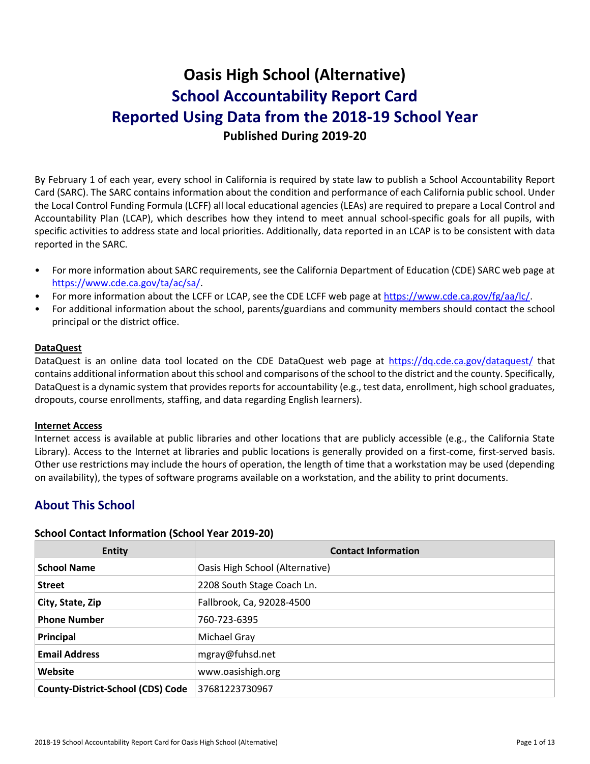# Oasis High School (Alternative)
## School Accountability Report Card
## Reported Using Data from the 2018-19 School Year
### Published During 2019-20

By February 1 of each year, every school in California is required by state law to publish a School Accountability Report Card (SARC). The SARC contains information about the condition and performance of each California public school. Under the Local Control Funding Formula (LCFF) all local educational agencies (LEAs) are required to prepare a Local Control and Accountability Plan (LCAP), which describes how they intend to meet annual school-specific goals for all pupils, with specific activities to address state and local priorities. Additionally, data reported in an LCAP is to be consistent with data reported in the SARC.

- For more information about SARC requirements, see the California Department of Education (CDE) SARC web page at https://www.cde.ca.gov/ta/ac/sa/.
- For more information about the LCFF or LCAP, see the CDE LCFF web page at https://www.cde.ca.gov/fg/aa/lc/.
- For additional information about the school, parents/guardians and community members should contact the school principal or the district office.

**DataQuest**

DataQuest is an online data tool located on the CDE DataQuest web page at https://dq.cde.ca.gov/dataquest/ that contains additional information about this school and comparisons of the school to the district and the county. Specifically, DataQuest is a dynamic system that provides reports for accountability (e.g., test data, enrollment, high school graduates, dropouts, course enrollments, staffing, and data regarding English learners).

**Internet Access**

Internet access is available at public libraries and other locations that are publicly accessible (e.g., the California State Library). Access to the Internet at libraries and public locations is generally provided on a first-come, first-served basis. Other use restrictions may include the hours of operation, the length of time that a workstation may be used (depending on availability), the types of software programs available on a workstation, and the ability to print documents.

## About This School

### School Contact Information (School Year 2019-20)

| Entity | Contact Information |
|---|---|
| **School Name** | Oasis High School (Alternative) |
| **Street** | 2208 South Stage Coach Ln. |
| **City, State, Zip** | Fallbrook, Ca, 92028-4500 |
| **Phone Number** | 760-723-6395 |
| **Principal** | Michael Gray |
| **Email Address** | mgray@fuhsd.net |
| **Website** | www.oasishigh.org |
| **County-District-School (CDS) Code** | 37681223730967 |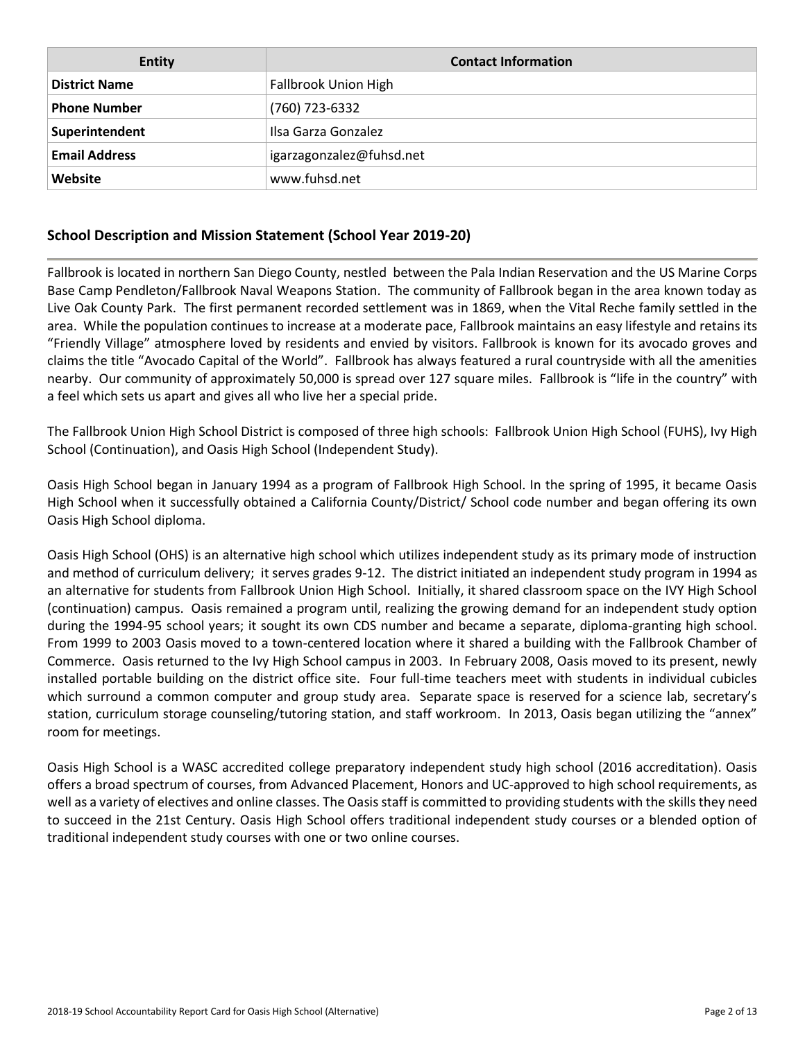| Entity | Contact Information |
|---|---|
| **District Name** | Fallbrook Union High |
| **Phone Number** | (760) 723-6332 |
| **Superintendent** | Ilsa Garza Gonzalez |
| **Email Address** | igarzagonzalez@fuhsd.net |
| **Website** | www.fuhsd.net |

## School Description and Mission Statement (School Year 2019-20)

Fallbrook is located in northern San Diego County, nestled between the Pala Indian Reservation and the US Marine Corps Base Camp Pendleton/Fallbrook Naval Weapons Station. The community of Fallbrook began in the area known today as Live Oak County Park. The first permanent recorded settlement was in 1869, when the Vital Reche family settled in the area. While the population continues to increase at a moderate pace, Fallbrook maintains an easy lifestyle and retains its "Friendly Village" atmosphere loved by residents and envied by visitors. Fallbrook is known for its avocado groves and claims the title "Avocado Capital of the World". Fallbrook has always featured a rural countryside with all the amenities nearby. Our community of approximately 50,000 is spread over 127 square miles. Fallbrook is "life in the country" with a feel which sets us apart and gives all who live her a special pride.

The Fallbrook Union High School District is composed of three high schools: Fallbrook Union High School (FUHS), Ivy High School (Continuation), and Oasis High School (Independent Study).

Oasis High School began in January 1994 as a program of Fallbrook High School. In the spring of 1995, it became Oasis High School when it successfully obtained a California County/District/ School code number and began offering its own Oasis High School diploma.

Oasis High School (OHS) is an alternative high school which utilizes independent study as its primary mode of instruction and method of curriculum delivery; it serves grades 9-12. The district initiated an independent study program in 1994 as an alternative for students from Fallbrook Union High School. Initially, it shared classroom space on the IVY High School (continuation) campus. Oasis remained a program until, realizing the growing demand for an independent study option during the 1994-95 school years; it sought its own CDS number and became a separate, diploma-granting high school. From 1999 to 2003 Oasis moved to a town-centered location where it shared a building with the Fallbrook Chamber of Commerce. Oasis returned to the Ivy High School campus in 2003. In February 2008, Oasis moved to its present, newly installed portable building on the district office site. Four full-time teachers meet with students in individual cubicles which surround a common computer and group study area. Separate space is reserved for a science lab, secretary's station, curriculum storage counseling/tutoring station, and staff workroom. In 2013, Oasis began utilizing the "annex" room for meetings.

Oasis High School is a WASC accredited college preparatory independent study high school (2016 accreditation). Oasis offers a broad spectrum of courses, from Advanced Placement, Honors and UC-approved to high school requirements, as well as a variety of electives and online classes. The Oasis staff is committed to providing students with the skills they need to succeed in the 21st Century. Oasis High School offers traditional independent study courses or a blended option of traditional independent study courses with one or two online courses.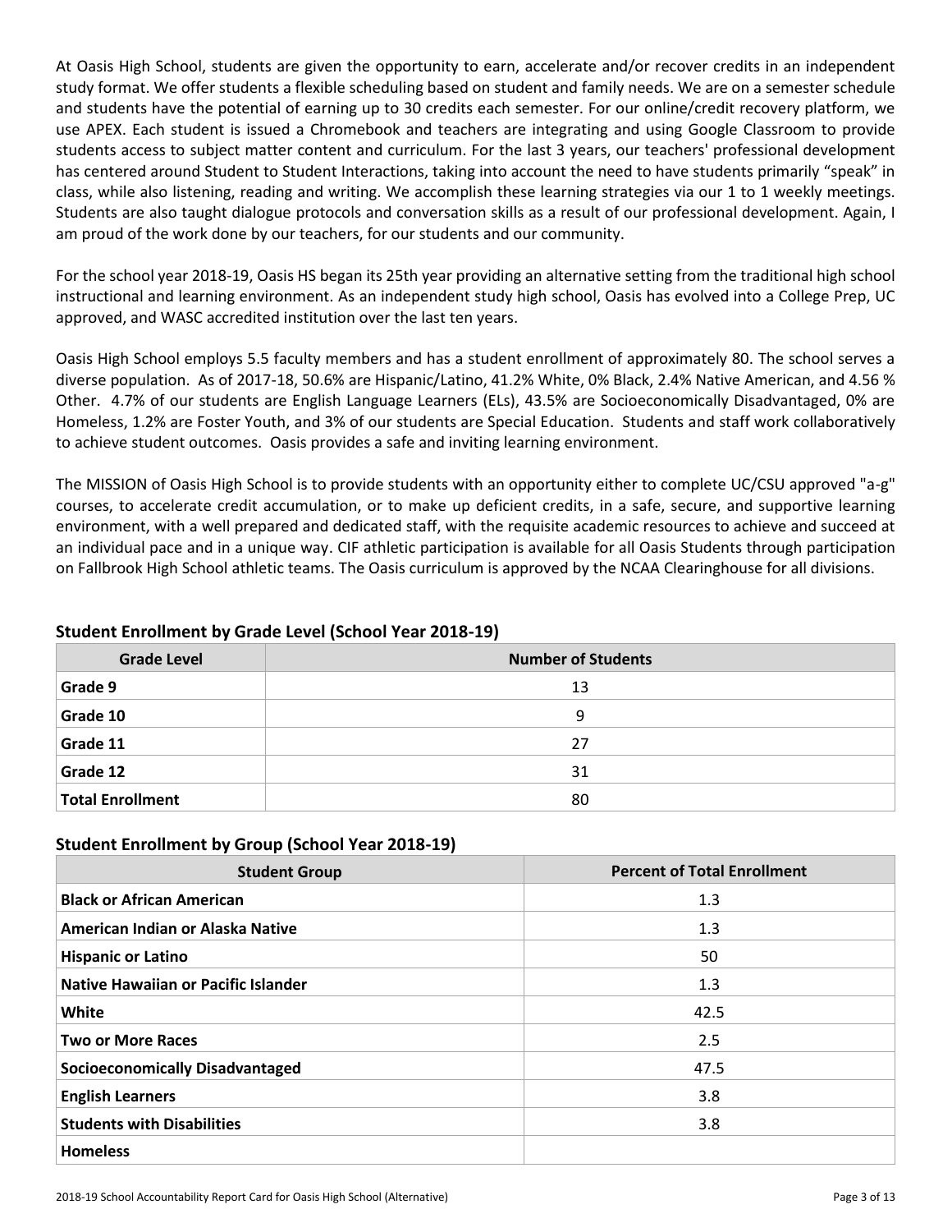At Oasis High School, students are given the opportunity to earn, accelerate and/or recover credits in an independent study format. We offer students a flexible scheduling based on student and family needs. We are on a semester schedule and students have the potential of earning up to 30 credits each semester. For our online/credit recovery platform, we use APEX. Each student is issued a Chromebook and teachers are integrating and using Google Classroom to provide students access to subject matter content and curriculum. For the last 3 years, our teachers' professional development has centered around Student to Student Interactions, taking into account the need to have students primarily "speak" in class, while also listening, reading and writing. We accomplish these learning strategies via our 1 to 1 weekly meetings. Students are also taught dialogue protocols and conversation skills as a result of our professional development. Again, I am proud of the work done by our teachers, for our students and our community.

For the school year 2018-19, Oasis HS began its 25th year providing an alternative setting from the traditional high school instructional and learning environment. As an independent study high school, Oasis has evolved into a College Prep, UC approved, and WASC accredited institution over the last ten years.

Oasis High School employs 5.5 faculty members and has a student enrollment of approximately 80. The school serves a diverse population. As of 2017-18, 50.6% are Hispanic/Latino, 41.2% White, 0% Black, 2.4% Native American, and 4.56 % Other. 4.7% of our students are English Language Learners (ELs), 43.5% are Socioeconomically Disadvantaged, 0% are Homeless, 1.2% are Foster Youth, and 3% of our students are Special Education. Students and staff work collaboratively to achieve student outcomes. Oasis provides a safe and inviting learning environment.

The MISSION of Oasis High School is to provide students with an opportunity either to complete UC/CSU approved "a-g" courses, to accelerate credit accumulation, or to make up deficient credits, in a safe, secure, and supportive learning environment, with a well prepared and dedicated staff, with the requisite academic resources to achieve and succeed at an individual pace and in a unique way. CIF athletic participation is available for all Oasis Students through participation on Fallbrook High School athletic teams. The Oasis curriculum is approved by the NCAA Clearinghouse for all divisions.

### Student Enrollment by Grade Level (School Year 2018-19)

| Grade Level | Number of Students |
|---|---|
| **Grade 9** | 13 |
| **Grade 10** | 9 |
| **Grade 11** | 27 |
| **Grade 12** | 31 |
| **Total Enrollment** | 80 |

### Student Enrollment by Group (School Year 2018-19)

| Student Group | Percent of Total Enrollment |
|---|---|
| **Black or African American** | 1.3 |
| **American Indian or Alaska Native** | 1.3 |
| **Hispanic or Latino** | 50 |
| **Native Hawaiian or Pacific Islander** | 1.3 |
| **White** | 42.5 |
| **Two or More Races** | 2.5 |
| **Socioeconomically Disadvantaged** | 47.5 |
| **English Learners** | 3.8 |
| **Students with Disabilities** | 3.8 |
| **Homeless** | |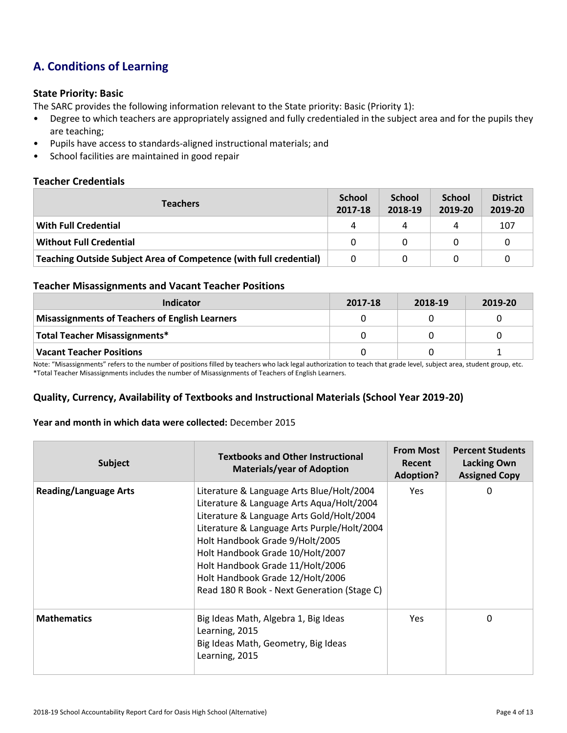## A. Conditions of Learning

### State Priority: Basic

The SARC provides the following information relevant to the State priority: Basic (Priority 1):

- Degree to which teachers are appropriately assigned and fully credentialed in the subject area and for the pupils they are teaching;
- Pupils have access to standards-aligned instructional materials; and
- School facilities are maintained in good repair

### Teacher Credentials

| Teachers | School 2017-18 | School 2018-19 | School 2019-20 | District 2019-20 |
|---|---|---|---|---|
| **With Full Credential** | 4 | 4 | 4 | 107 |
| **Without Full Credential** | 0 | 0 | 0 | 0 |
| **Teaching Outside Subject Area of Competence (with full credential)** | 0 | 0 | 0 | 0 |

### Teacher Misassignments and Vacant Teacher Positions

| Indicator | 2017-18 | 2018-19 | 2019-20 |
|---|---|---|---|
| **Misassignments of Teachers of English Learners** | 0 | 0 | 0 |
| **Total Teacher Misassignments*** | 0 | 0 | 0 |
| **Vacant Teacher Positions** | 0 | 0 | 1 |

Note: "Misassignments" refers to the number of positions filled by teachers who lack legal authorization to teach that grade level, subject area, student group, etc.
*Total Teacher Misassignments includes the number of Misassignments of Teachers of English Learners.

### Quality, Currency, Availability of Textbooks and Instructional Materials (School Year 2019-20)

**Year and month in which data were collected:** December 2015

| Subject | Textbooks and Other Instructional Materials/year of Adoption | From Most Recent Adoption? | Percent Students Lacking Own Assigned Copy |
|---|---|---|---|
| **Reading/Language Arts** | Literature & Language Arts Blue/Holt/2004<br>Literature & Language Arts Aqua/Holt/2004<br>Literature & Language Arts Gold/Holt/2004<br>Literature & Language Arts Purple/Holt/2004<br>Holt Handbook Grade 9/Holt/2005<br>Holt Handbook Grade 10/Holt/2007<br>Holt Handbook Grade 11/Holt/2006<br>Holt Handbook Grade 12/Holt/2006<br>Read 180 R Book - Next Generation (Stage C) | Yes | 0 |
| **Mathematics** | Big Ideas Math, Algebra 1, Big Ideas Learning, 2015<br>Big Ideas Math, Geometry, Big Ideas Learning, 2015 | Yes | 0 |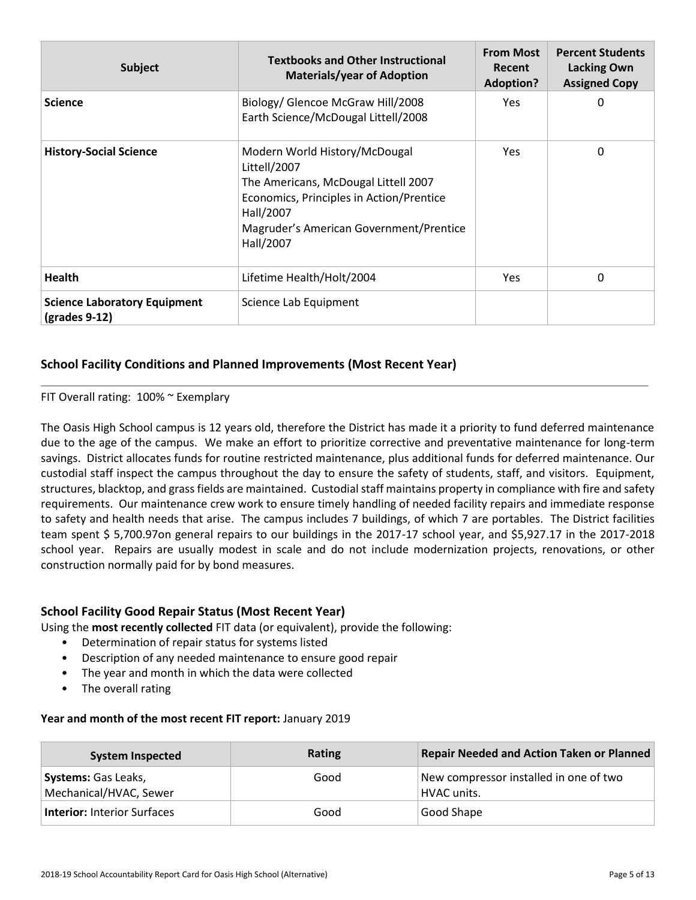| Subject | Textbooks and Other Instructional Materials/year of Adoption | From Most Recent Adoption? | Percent Students Lacking Own Assigned Copy |
|---|---|---|---|
| **Science** | Biology/ Glencoe McGraw Hill/2008<br>Earth Science/McDougal Littell/2008 | Yes | 0 |
| **History-Social Science** | Modern World History/McDougal Littell/2007<br>The Americans, McDougal Littell 2007<br>Economics, Principles in Action/Prentice Hall/2007<br>Magruder's American Government/Prentice Hall/2007 | Yes | 0 |
| **Health** | Lifetime Health/Holt/2004 | Yes | 0 |
| **Science Laboratory Equipment (grades 9-12)** | Science Lab Equipment | | |

### School Facility Conditions and Planned Improvements (Most Recent Year)

FIT Overall rating: 100% ~ Exemplary

The Oasis High School campus is 12 years old, therefore the District has made it a priority to fund deferred maintenance due to the age of the campus. We make an effort to prioritize corrective and preventative maintenance for long-term savings. District allocates funds for routine restricted maintenance, plus additional funds for deferred maintenance. Our custodial staff inspect the campus throughout the day to ensure the safety of students, staff, and visitors. Equipment, structures, blacktop, and grass fields are maintained. Custodial staff maintains property in compliance with fire and safety requirements. Our maintenance crew work to ensure timely handling of needed facility repairs and immediate response to safety and health needs that arise. The campus includes 7 buildings, of which 7 are portables. The District facilities team spent $ 5,700.97on general repairs to our buildings in the 2017-17 school year, and $5,927.17 in the 2017-2018 school year. Repairs are usually modest in scale and do not include modernization projects, renovations, or other construction normally paid for by bond measures.

### School Facility Good Repair Status (Most Recent Year)

Using the **most recently collected** FIT data (or equivalent), provide the following:

- Determination of repair status for systems listed
- Description of any needed maintenance to ensure good repair
- The year and month in which the data were collected
- The overall rating

**Year and month of the most recent FIT report:** January 2019

| System Inspected | Rating | Repair Needed and Action Taken or Planned |
|---|---|---|
| **Systems:** Gas Leaks, Mechanical/HVAC, Sewer | Good | New compressor installed in one of two HVAC units. |
| **Interior:** Interior Surfaces | Good | Good Shape |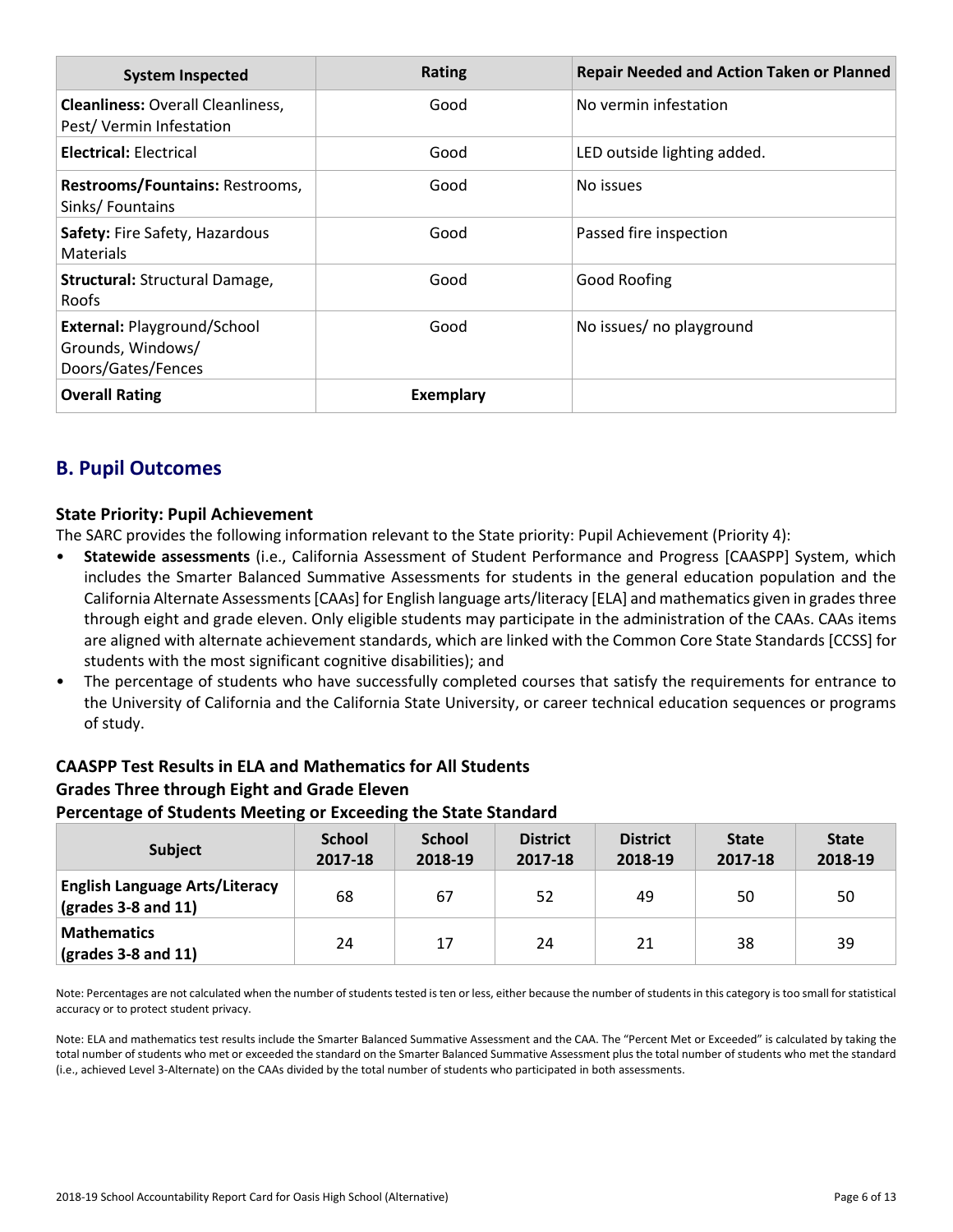| System Inspected | Rating | Repair Needed and Action Taken or Planned |
|---|---|---|
| **Cleanliness:** Overall Cleanliness, Pest/ Vermin Infestation | Good | No vermin infestation |
| **Electrical:** Electrical | Good | LED outside lighting added. |
| **Restrooms/Fountains:** Restrooms, Sinks/ Fountains | Good | No issues |
| **Safety:** Fire Safety, Hazardous Materials | Good | Passed fire inspection |
| **Structural:** Structural Damage, Roofs | Good | Good Roofing |
| **External:** Playground/School Grounds, Windows/ Doors/Gates/Fences | Good | No issues/ no playground |
| **Overall Rating** | **Exemplary** | |

## B. Pupil Outcomes

### State Priority: Pupil Achievement

The SARC provides the following information relevant to the State priority: Pupil Achievement (Priority 4):

- **Statewide assessments** (i.e., California Assessment of Student Performance and Progress [CAASPP] System, which includes the Smarter Balanced Summative Assessments for students in the general education population and the California Alternate Assessments [CAAs] for English language arts/literacy [ELA] and mathematics given in grades three through eight and grade eleven. Only eligible students may participate in the administration of the CAAs. CAAs items are aligned with alternate achievement standards, which are linked with the Common Core State Standards [CCSS] for students with the most significant cognitive disabilities); and
- The percentage of students who have successfully completed courses that satisfy the requirements for entrance to the University of California and the California State University, or career technical education sequences or programs of study.

### CAASPP Test Results in ELA and Mathematics for All Students
### Grades Three through Eight and Grade Eleven
### Percentage of Students Meeting or Exceeding the State Standard

| Subject | School 2017-18 | School 2018-19 | District 2017-18 | District 2018-19 | State 2017-18 | State 2018-19 |
|---|---|---|---|---|---|---|
| **English Language Arts/Literacy (grades 3-8 and 11)** | 68 | 67 | 52 | 49 | 50 | 50 |
| **Mathematics (grades 3-8 and 11)** | 24 | 17 | 24 | 21 | 38 | 39 |

Note: Percentages are not calculated when the number of students tested is ten or less, either because the number of students in this category is too small for statistical accuracy or to protect student privacy.

Note: ELA and mathematics test results include the Smarter Balanced Summative Assessment and the CAA. The "Percent Met or Exceeded" is calculated by taking the total number of students who met or exceeded the standard on the Smarter Balanced Summative Assessment plus the total number of students who met the standard (i.e., achieved Level 3-Alternate) on the CAAs divided by the total number of students who participated in both assessments.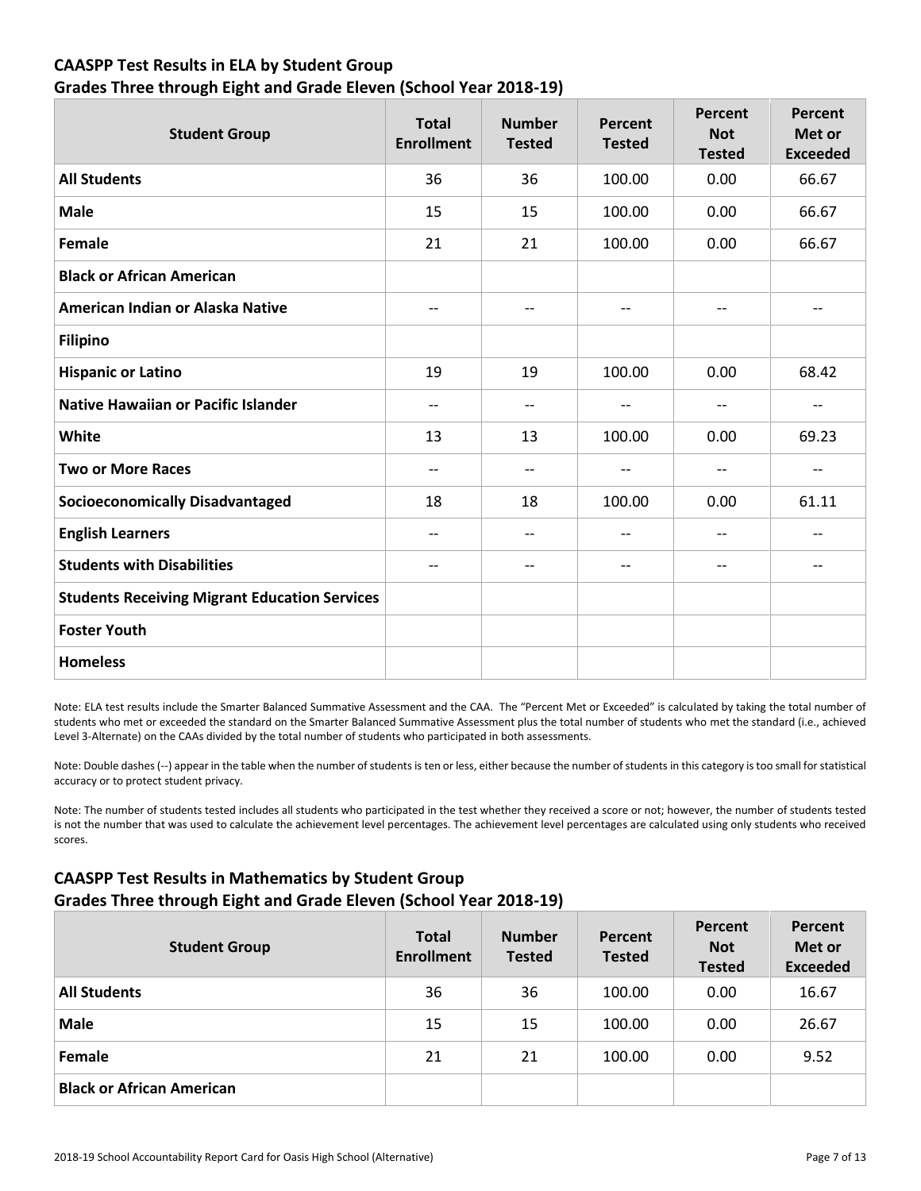## CAASPP Test Results in ELA by Student Group
## Grades Three through Eight and Grade Eleven (School Year 2018-19)

| Student Group | Total Enrollment | Number Tested | Percent Tested | Percent Not Tested | Percent Met or Exceeded |
|---|---|---|---|---|---|
| **All Students** | 36 | 36 | 100.00 | 0.00 | 66.67 |
| **Male** | 15 | 15 | 100.00 | 0.00 | 66.67 |
| **Female** | 21 | 21 | 100.00 | 0.00 | 66.67 |
| **Black or African American** | | | | | |
| **American Indian or Alaska Native** | -- | -- | -- | -- | -- |
| **Filipino** | | | | | |
| **Hispanic or Latino** | 19 | 19 | 100.00 | 0.00 | 68.42 |
| **Native Hawaiian or Pacific Islander** | -- | -- | -- | -- | -- |
| **White** | 13 | 13 | 100.00 | 0.00 | 69.23 |
| **Two or More Races** | -- | -- | -- | -- | -- |
| **Socioeconomically Disadvantaged** | 18 | 18 | 100.00 | 0.00 | 61.11 |
| **English Learners** | -- | -- | -- | -- | -- |
| **Students with Disabilities** | -- | -- | -- | -- | -- |
| **Students Receiving Migrant Education Services** | | | | | |
| **Foster Youth** | | | | | |
| **Homeless** | | | | | |

Note: ELA test results include the Smarter Balanced Summative Assessment and the CAA. The "Percent Met or Exceeded" is calculated by taking the total number of students who met or exceeded the standard on the Smarter Balanced Summative Assessment plus the total number of students who met the standard (i.e., achieved Level 3-Alternate) on the CAAs divided by the total number of students who participated in both assessments.

Note: Double dashes (--) appear in the table when the number of students is ten or less, either because the number of students in this category is too small for statistical accuracy or to protect student privacy.

Note: The number of students tested includes all students who participated in the test whether they received a score or not; however, the number of students tested is not the number that was used to calculate the achievement level percentages. The achievement level percentages are calculated using only students who received scores.

## CAASPP Test Results in Mathematics by Student Group
## Grades Three through Eight and Grade Eleven (School Year 2018-19)

| Student Group | Total Enrollment | Number Tested | Percent Tested | Percent Not Tested | Percent Met or Exceeded |
|---|---|---|---|---|---|
| **All Students** | 36 | 36 | 100.00 | 0.00 | 16.67 |
| **Male** | 15 | 15 | 100.00 | 0.00 | 26.67 |
| **Female** | 21 | 21 | 100.00 | 0.00 | 9.52 |
| **Black or African American** | | | | | |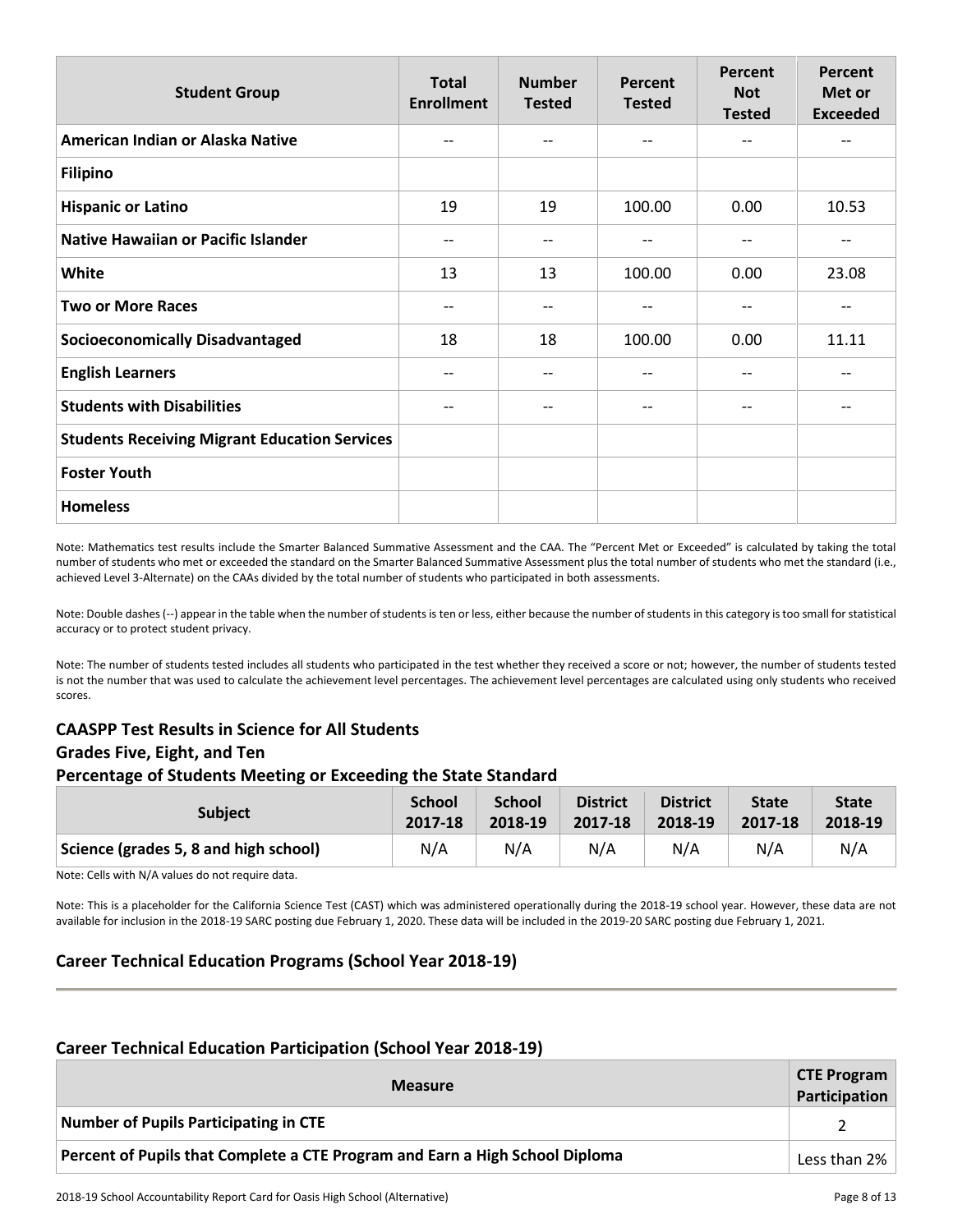| Student Group | Total Enrollment | Number Tested | Percent Tested | Percent Not Tested | Percent Met or Exceeded |
|---|---|---|---|---|---|
| American Indian or Alaska Native | -- | -- | -- | -- | -- |
| Filipino | | | | | |
| Hispanic or Latino | 19 | 19 | 100.00 | 0.00 | 10.53 |
| Native Hawaiian or Pacific Islander | -- | -- | -- | -- | -- |
| White | 13 | 13 | 100.00 | 0.00 | 23.08 |
| Two or More Races | -- | -- | -- | -- | -- |
| Socioeconomically Disadvantaged | 18 | 18 | 100.00 | 0.00 | 11.11 |
| English Learners | -- | -- | -- | -- | -- |
| Students with Disabilities | -- | -- | -- | -- | -- |
| Students Receiving Migrant Education Services | | | | | |
| Foster Youth | | | | | |
| Homeless | | | | | |

Note: Mathematics test results include the Smarter Balanced Summative Assessment and the CAA. The "Percent Met or Exceeded" is calculated by taking the total number of students who met or exceeded the standard on the Smarter Balanced Summative Assessment plus the total number of students who met the standard (i.e., achieved Level 3-Alternate) on the CAAs divided by the total number of students who participated in both assessments.

Note: Double dashes (--) appear in the table when the number of students is ten or less, either because the number of students in this category is too small for statistical accuracy or to protect student privacy.

Note: The number of students tested includes all students who participated in the test whether they received a score or not; however, the number of students tested is not the number that was used to calculate the achievement level percentages. The achievement level percentages are calculated using only students who received scores.

## CAASPP Test Results in Science for All Students
## Grades Five, Eight, and Ten
## Percentage of Students Meeting or Exceeding the State Standard

| Subject | School 2017-18 | School 2018-19 | District 2017-18 | District 2018-19 | State 2017-18 | State 2018-19 |
|---|---|---|---|---|---|---|
| Science (grades 5, 8 and high school) | N/A | N/A | N/A | N/A | N/A | N/A |

Note: Cells with N/A values do not require data.

Note: This is a placeholder for the California Science Test (CAST) which was administered operationally during the 2018-19 school year. However, these data are not available for inclusion in the 2018-19 SARC posting due February 1, 2020. These data will be included in the 2019-20 SARC posting due February 1, 2021.

## Career Technical Education Programs (School Year 2018-19)

## Career Technical Education Participation (School Year 2018-19)

| Measure | CTE Program Participation |
|---|---|
| Number of Pupils Participating in CTE | 2 |
| Percent of Pupils that Complete a CTE Program and Earn a High School Diploma | Less than 2% |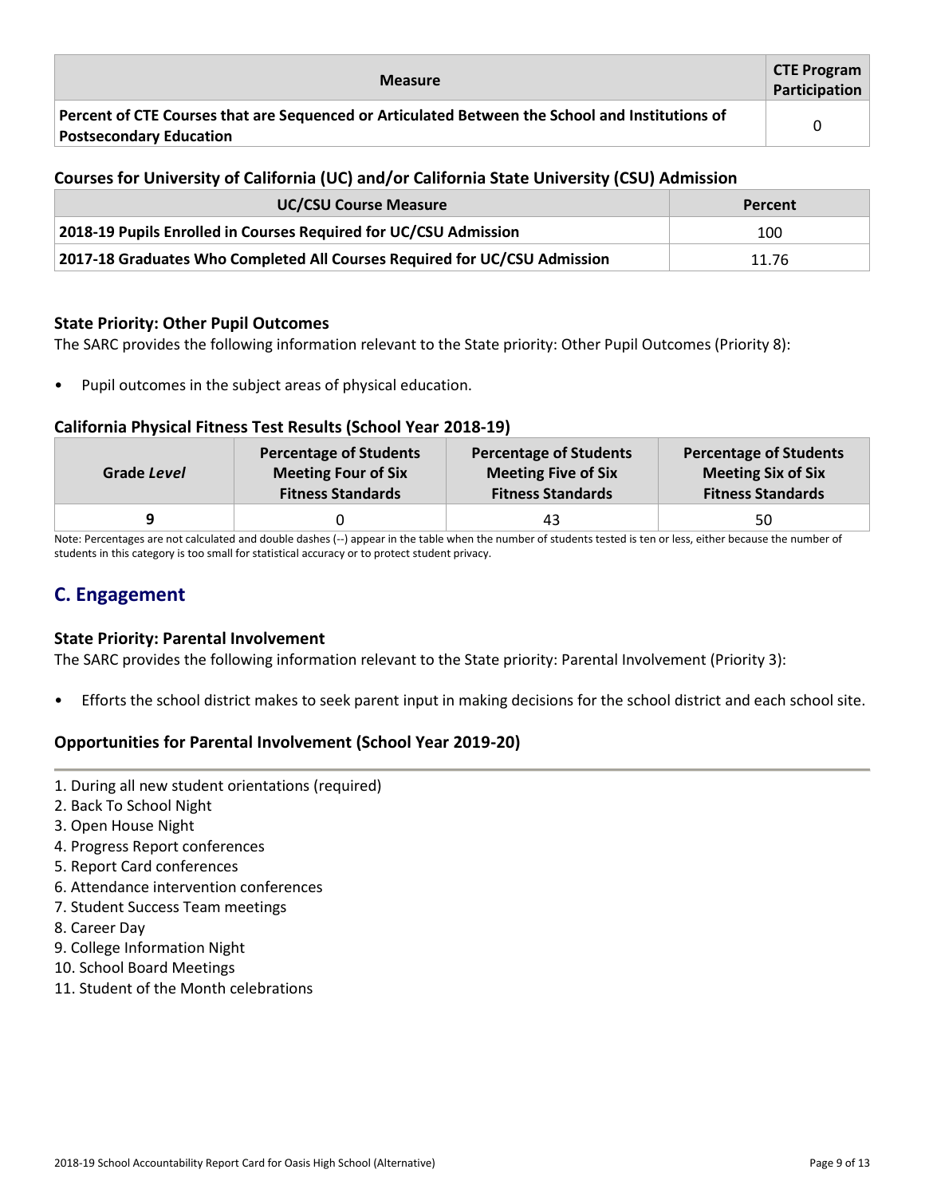| Measure | CTE Program Participation |
| --- | --- |
| **Percent of CTE Courses that are Sequenced or Articulated Between the School and Institutions of Postsecondary Education** | 0 |

### Courses for University of California (UC) and/or California State University (CSU) Admission

| UC/CSU Course Measure | Percent |
| --- | --- |
| **2018-19 Pupils Enrolled in Courses Required for UC/CSU Admission** | 100 |
| **2017-18 Graduates Who Completed All Courses Required for UC/CSU Admission** | 11.76 |

### State Priority: Other Pupil Outcomes

The SARC provides the following information relevant to the State priority: Other Pupil Outcomes (Priority 8):

- Pupil outcomes in the subject areas of physical education.

### California Physical Fitness Test Results (School Year 2018-19)

| Grade *Level* | Percentage of Students Meeting Four of Six Fitness Standards | Percentage of Students Meeting Five of Six Fitness Standards | Percentage of Students Meeting Six of Six Fitness Standards |
| --- | --- | --- | --- |
| **9** | 0 | 43 | 50 |

Note: Percentages are not calculated and double dashes (--) appear in the table when the number of students tested is ten or less, either because the number of students in this category is too small for statistical accuracy or to protect student privacy.

## C. Engagement

### State Priority: Parental Involvement

The SARC provides the following information relevant to the State priority: Parental Involvement (Priority 3):

- Efforts the school district makes to seek parent input in making decisions for the school district and each school site.

### Opportunities for Parental Involvement (School Year 2019-20)

1. During all new student orientations (required)
2. Back To School Night
3. Open House Night
4. Progress Report conferences
5. Report Card conferences
6. Attendance intervention conferences
7. Student Success Team meetings
8. Career Day
9. College Information Night
10. School Board Meetings
11. Student of the Month celebrations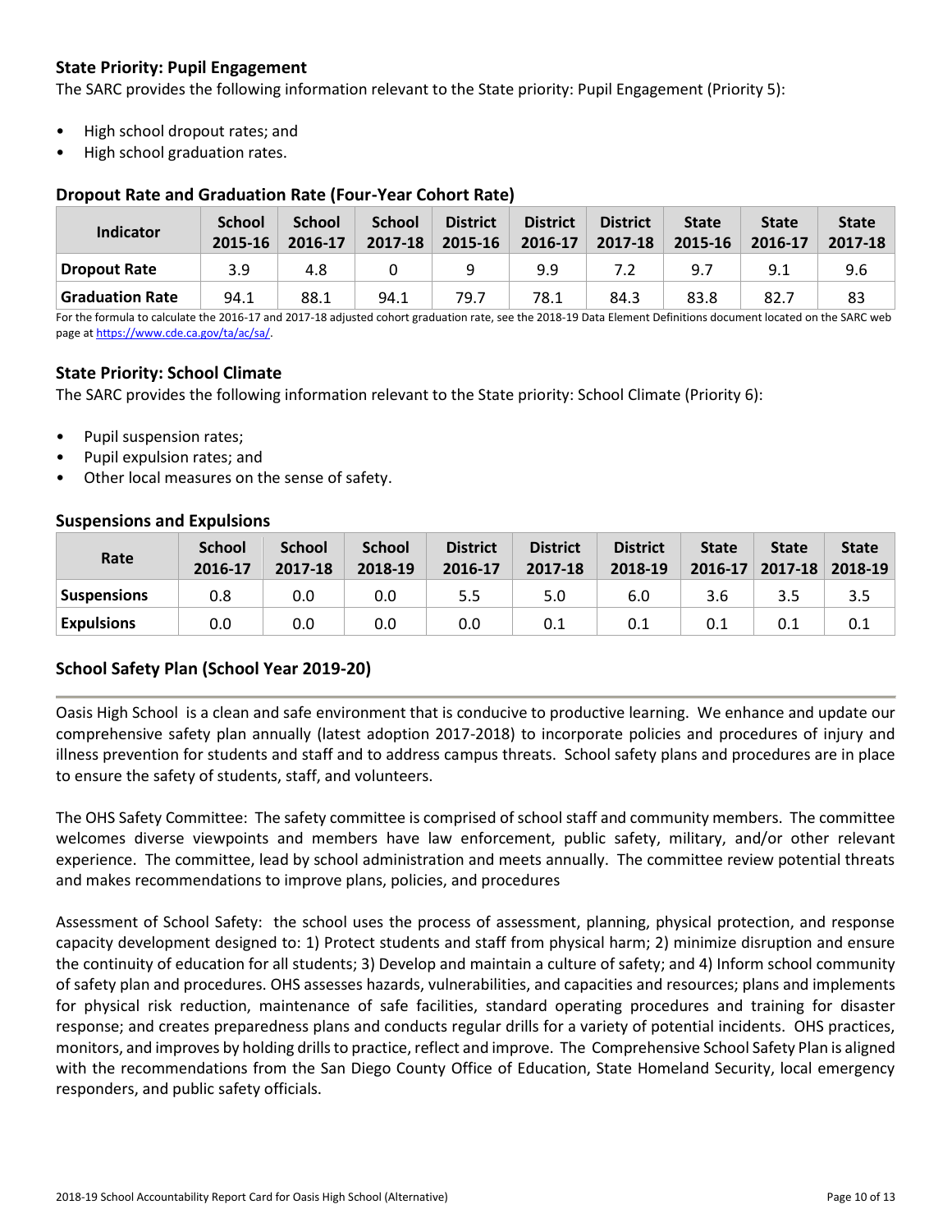### State Priority: Pupil Engagement

The SARC provides the following information relevant to the State priority: Pupil Engagement (Priority 5):

- High school dropout rates; and
- High school graduation rates.

#### Dropout Rate and Graduation Rate (Four-Year Cohort Rate)

| Indicator | School 2015-16 | School 2016-17 | School 2017-18 | District 2015-16 | District 2016-17 | District 2017-18 | State 2015-16 | State 2016-17 | State 2017-18 |
|---|---|---|---|---|---|---|---|---|---|
| Dropout Rate | 3.9 | 4.8 | 0 | 9 | 9.9 | 7.2 | 9.7 | 9.1 | 9.6 |
| Graduation Rate | 94.1 | 88.1 | 94.1 | 79.7 | 78.1 | 84.3 | 83.8 | 82.7 | 83 |

For the formula to calculate the 2016-17 and 2017-18 adjusted cohort graduation rate, see the 2018-19 Data Element Definitions document located on the SARC web page at https://www.cde.ca.gov/ta/ac/sa/.

### State Priority: School Climate

The SARC provides the following information relevant to the State priority: School Climate (Priority 6):

- Pupil suspension rates;
- Pupil expulsion rates; and
- Other local measures on the sense of safety.

#### Suspensions and Expulsions

| Rate | School 2016-17 | School 2017-18 | School 2018-19 | District 2016-17 | District 2017-18 | District 2018-19 | State 2016-17 | State 2017-18 | State 2018-19 |
|---|---|---|---|---|---|---|---|---|---|
| Suspensions | 0.8 | 0.0 | 0.0 | 5.5 | 5.0 | 6.0 | 3.6 | 3.5 | 3.5 |
| Expulsions | 0.0 | 0.0 | 0.0 | 0.0 | 0.1 | 0.1 | 0.1 | 0.1 | 0.1 |

### School Safety Plan (School Year 2019-20)

Oasis High School is a clean and safe environment that is conducive to productive learning. We enhance and update our comprehensive safety plan annually (latest adoption 2017-2018) to incorporate policies and procedures of injury and illness prevention for students and staff and to address campus threats. School safety plans and procedures are in place to ensure the safety of students, staff, and volunteers.

The OHS Safety Committee: The safety committee is comprised of school staff and community members. The committee welcomes diverse viewpoints and members have law enforcement, public safety, military, and/or other relevant experience. The committee, lead by school administration and meets annually. The committee review potential threats and makes recommendations to improve plans, policies, and procedures

Assessment of School Safety: the school uses the process of assessment, planning, physical protection, and response capacity development designed to: 1) Protect students and staff from physical harm; 2) minimize disruption and ensure the continuity of education for all students; 3) Develop and maintain a culture of safety; and 4) Inform school community of safety plan and procedures. OHS assesses hazards, vulnerabilities, and capacities and resources; plans and implements for physical risk reduction, maintenance of safe facilities, standard operating procedures and training for disaster response; and creates preparedness plans and conducts regular drills for a variety of potential incidents. OHS practices, monitors, and improves by holding drills to practice, reflect and improve. The Comprehensive School Safety Plan is aligned with the recommendations from the San Diego County Office of Education, State Homeland Security, local emergency responders, and public safety officials.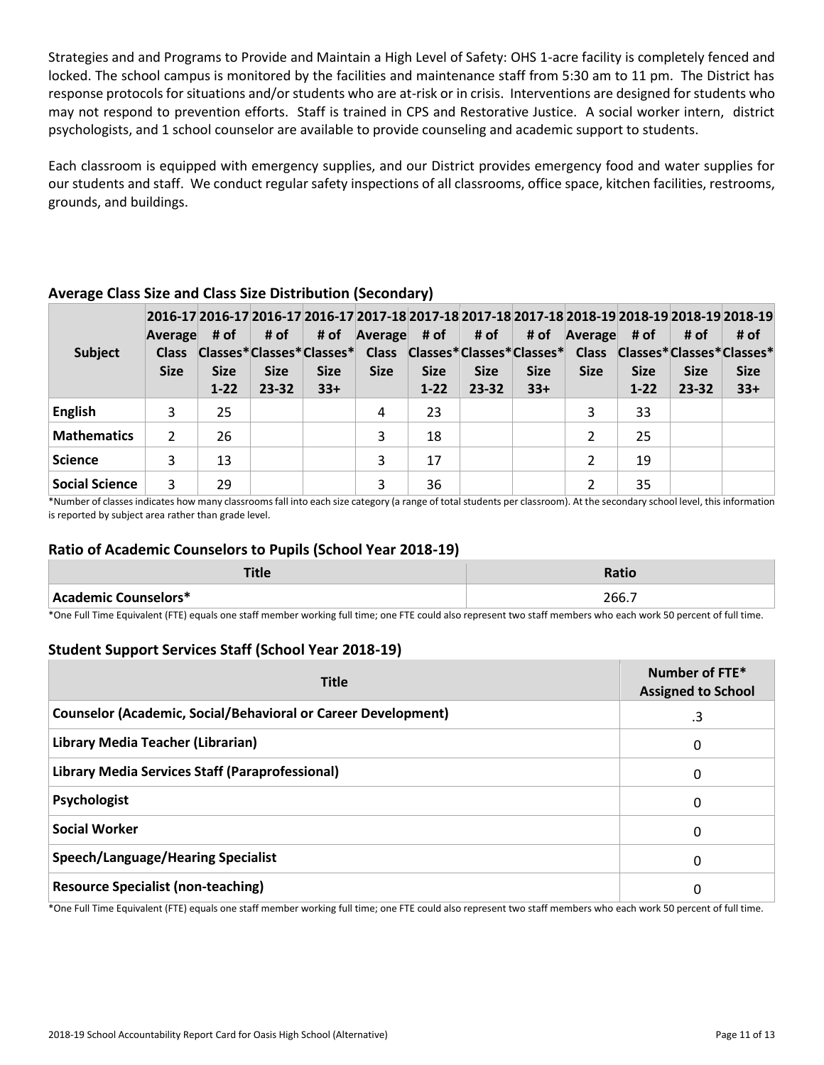Strategies and and Programs to Provide and Maintain a High Level of Safety: OHS 1-acre facility is completely fenced and locked. The school campus is monitored by the facilities and maintenance staff from 5:30 am to 11 pm. The District has response protocols for situations and/or students who are at-risk or in crisis. Interventions are designed for students who may not respond to prevention efforts. Staff is trained in CPS and Restorative Justice. A social worker intern, district psychologists, and 1 school counselor are available to provide counseling and academic support to students.

Each classroom is equipped with emergency supplies, and our District provides emergency food and water supplies for our students and staff. We conduct regular safety inspections of all classrooms, office space, kitchen facilities, restrooms, grounds, and buildings.

## Average Class Size and Class Size Distribution (Secondary)

| Subject | 2016-17 Average Class Size | 2016-17 # of Classes* Size 1-22 | 2016-17 # of Classes* Size 23-32 | 2016-17 # of Classes* Size 33+ | 2017-18 Average Class Size | 2017-18 # of Classes* Size 1-22 | 2017-18 # of Classes* Size 23-32 | 2017-18 # of Classes* Size 33+ | 2018-19 Average Class Size | 2018-19 # of Classes* Size 1-22 | 2018-19 # of Classes* Size 23-32 | 2018-19 # of Classes* Size 33+ |
|---|---|---|---|---|---|---|---|---|---|---|---|---|
| English | 3 | 25 | | | 4 | 23 | | | 3 | 33 | | |
| Mathematics | 2 | 26 | | | 3 | 18 | | | 2 | 25 | | |
| Science | 3 | 13 | | | 3 | 17 | | | 2 | 19 | | |
| Social Science | 3 | 29 | | | 3 | 36 | | | 2 | 35 | | |

*Number of classes indicates how many classrooms fall into each size category (a range of total students per classroom). At the secondary school level, this information is reported by subject area rather than grade level.

## Ratio of Academic Counselors to Pupils (School Year 2018-19)

| Title | Ratio |
|---|---|
| Academic Counselors* | 266.7 |

*One Full Time Equivalent (FTE) equals one staff member working full time; one FTE could also represent two staff members who each work 50 percent of full time.

## Student Support Services Staff (School Year 2018-19)

| Title | Number of FTE* Assigned to School |
|---|---|
| Counselor (Academic, Social/Behavioral or Career Development) | .3 |
| Library Media Teacher (Librarian) | 0 |
| Library Media Services Staff (Paraprofessional) | 0 |
| Psychologist | 0 |
| Social Worker | 0 |
| Speech/Language/Hearing Specialist | 0 |
| Resource Specialist (non-teaching) | 0 |

*One Full Time Equivalent (FTE) equals one staff member working full time; one FTE could also represent two staff members who each work 50 percent of full time.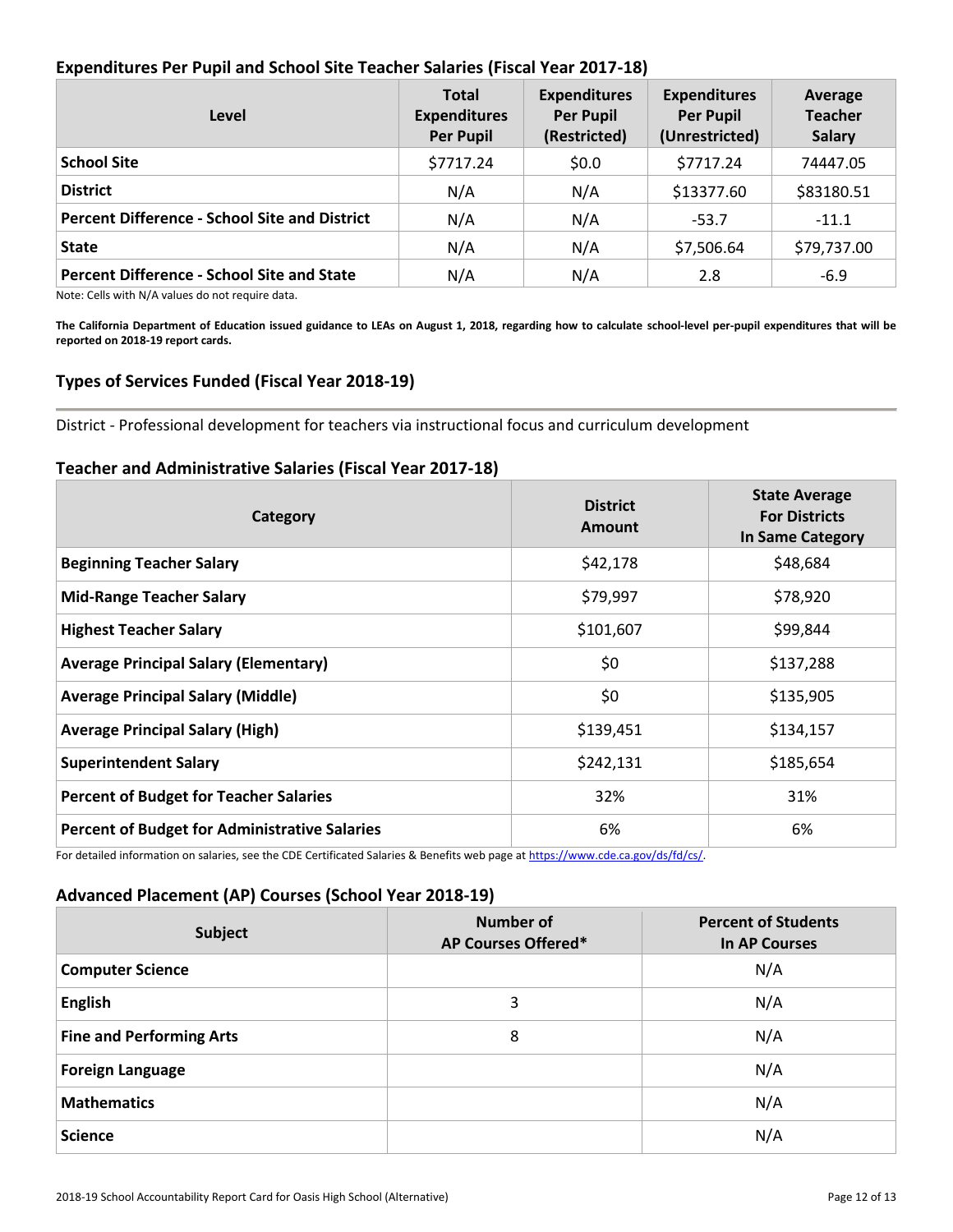### Expenditures Per Pupil and School Site Teacher Salaries (Fiscal Year 2017-18)

| Level | Total Expenditures Per Pupil | Expenditures Per Pupil (Restricted) | Expenditures Per Pupil (Unrestricted) | Average Teacher Salary |
|---|---|---|---|---|
| **School Site** | $7717.24 | $0.0 | $7717.24 | 74447.05 |
| **District** | N/A | N/A | $13377.60 | $83180.51 |
| **Percent Difference - School Site and District** | N/A | N/A | -53.7 | -11.1 |
| **State** | N/A | N/A | $7,506.64 | $79,737.00 |
| **Percent Difference - School Site and State** | N/A | N/A | 2.8 | -6.9 |

Note: Cells with N/A values do not require data.

**The California Department of Education issued guidance to LEAs on August 1, 2018, regarding how to calculate school-level per-pupil expenditures that will be reported on 2018-19 report cards.**

### Types of Services Funded (Fiscal Year 2018-19)

District - Professional development for teachers via instructional focus and curriculum development

### Teacher and Administrative Salaries (Fiscal Year 2017-18)

| Category | District Amount | State Average For Districts In Same Category |
|---|---|---|
| **Beginning Teacher Salary** | $42,178 | $48,684 |
| **Mid-Range Teacher Salary** | $79,997 | $78,920 |
| **Highest Teacher Salary** | $101,607 | $99,844 |
| **Average Principal Salary (Elementary)** | $0 | $137,288 |
| **Average Principal Salary (Middle)** | $0 | $135,905 |
| **Average Principal Salary (High)** | $139,451 | $134,157 |
| **Superintendent Salary** | $242,131 | $185,654 |
| **Percent of Budget for Teacher Salaries** | 32% | 31% |
| **Percent of Budget for Administrative Salaries** | 6% | 6% |

For detailed information on salaries, see the CDE Certificated Salaries & Benefits web page at https://www.cde.ca.gov/ds/fd/cs/.

### Advanced Placement (AP) Courses (School Year 2018-19)

| Subject | Number of AP Courses Offered* | Percent of Students In AP Courses |
|---|---|---|
| **Computer Science** | | N/A |
| **English** | 3 | N/A |
| **Fine and Performing Arts** | 8 | N/A |
| **Foreign Language** | | N/A |
| **Mathematics** | | N/A |
| **Science** | | N/A |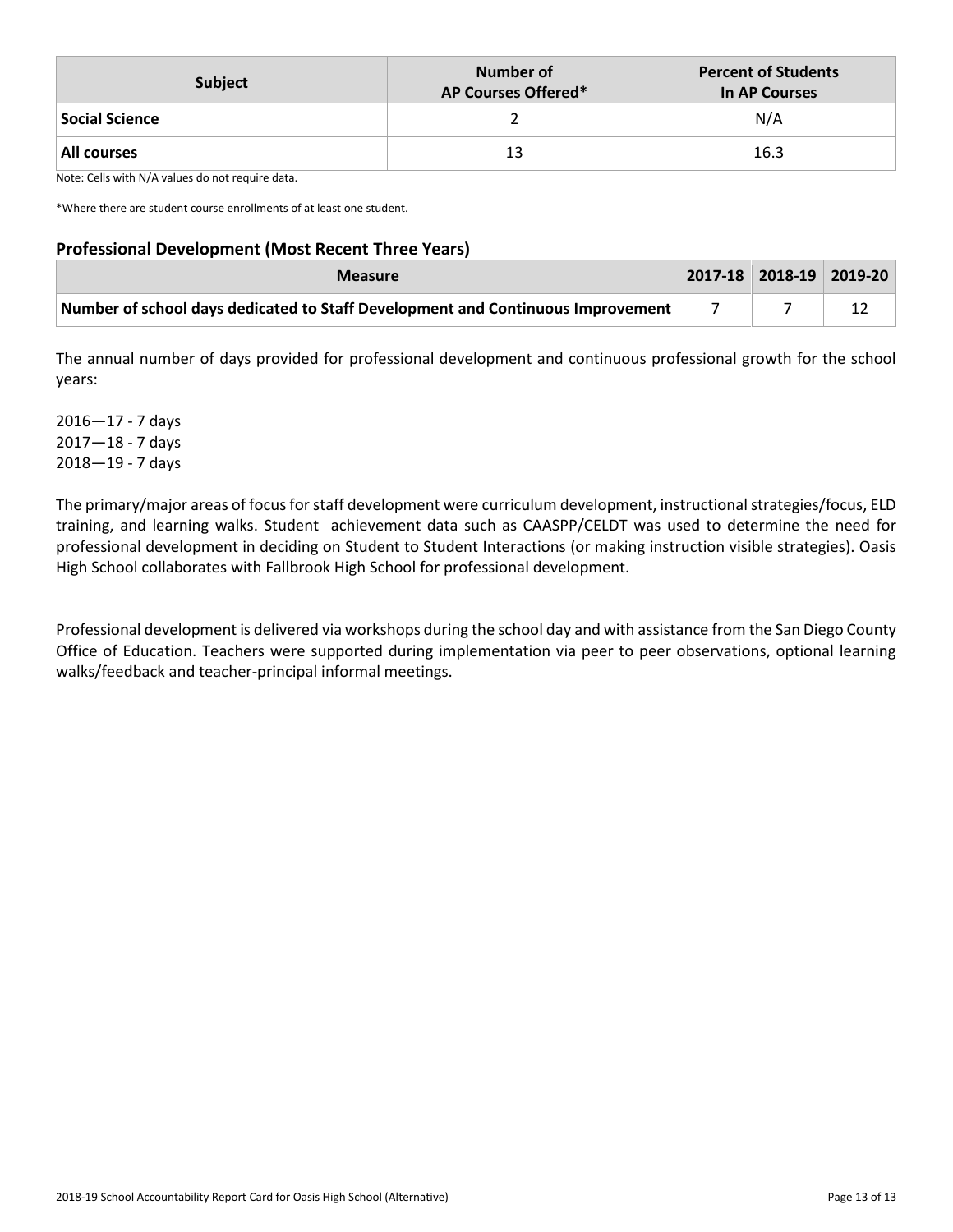| Subject | Number of AP Courses Offered* | Percent of Students In AP Courses |
|---|---|---|
| **Social Science** | 2 | N/A |
| **All courses** | 13 | 16.3 |

Note: Cells with N/A values do not require data.

*Where there are student course enrollments of at least one student.

### Professional Development (Most Recent Three Years)

| Measure | 2017-18 | 2018-19 | 2019-20 |
|---|---|---|---|
| **Number of school days dedicated to Staff Development and Continuous Improvement** | 7 | 7 | 12 |

The annual number of days provided for professional development and continuous professional growth for the school years:

2016—17 - 7 days
2017—18 - 7 days
2018—19 - 7 days

The primary/major areas of focus for staff development were curriculum development, instructional strategies/focus, ELD training, and learning walks. Student achievement data such as CAASPP/CELDT was used to determine the need for professional development in deciding on Student to Student Interactions (or making instruction visible strategies). Oasis High School collaborates with Fallbrook High School for professional development.

Professional development is delivered via workshops during the school day and with assistance from the San Diego County Office of Education. Teachers were supported during implementation via peer to peer observations, optional learning walks/feedback and teacher-principal informal meetings.